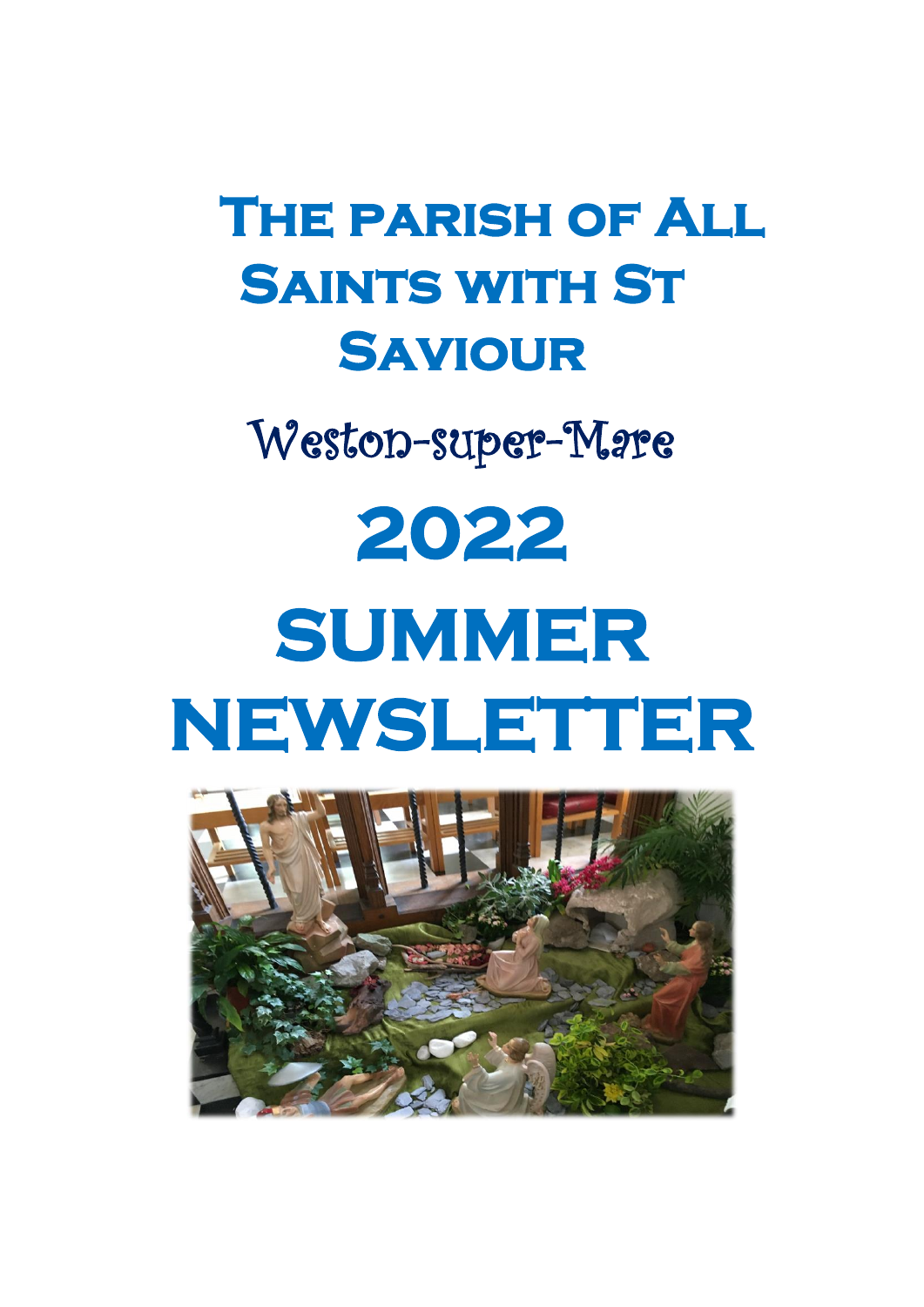# The parish of All Saints with St Saviour

Weston-super-Mare

# 2022

# SUMMER NEWSLETTER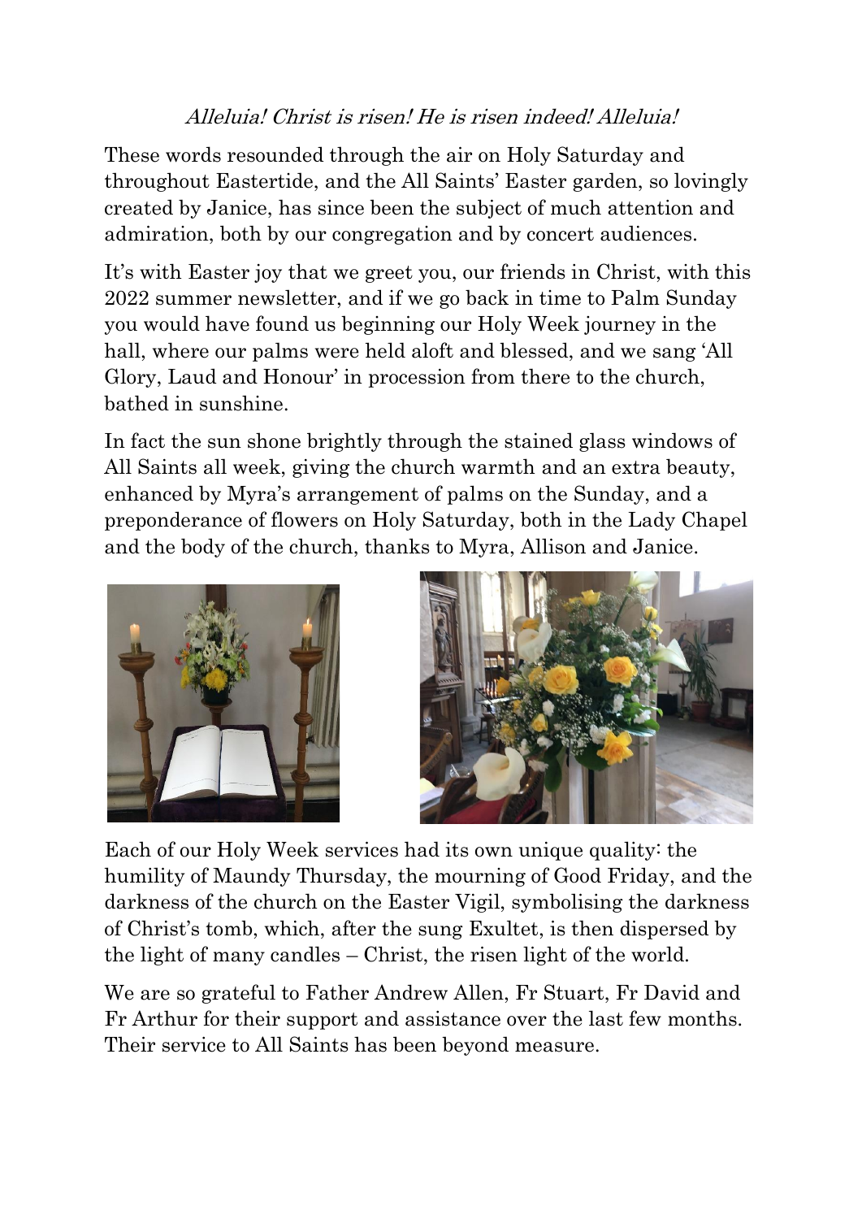*Alleluia! Christ is risen! He is risen indeed! Alleluia!*

These words resounded through the air on Holy Saturday and throughout Eastertide, and the All Saints' Easter garden, so lovingly created by Janice, has since been the subject of much attention and admiration, both by our congregation and by concert audiences.

It's with Easter joy that we greet you, our friends in Christ, with this 2022 summer newsletter, and if we go back in time to Palm Sunday you would have found us beginning our Holy Week journey in the hall, where our palms were held aloft and blessed, and we sang 'All Glory, Laud and Honour' in procession from there to the church, bathed in sunshine.

In fact the sun shone brightly through the stained glass windows of All Saints all week, giving the church warmth and an extra beauty, enhanced by Myra's arrangement of palms on the Sunday, and a preponderance of flowers on Holy Saturday, both in the Lady Chapel and the body of the church, thanks to Myra, Allison and Janice.

Each of our Holy Week services had its own unique quality: the humility of Maundy Thursday, the mourning of Good Friday, and the darkness of the church on the Easter Vigil, symbolising the darkness of Christ's tomb, which, after the sung Exultet, is then dispersed by the light of many candles – Christ, the risen light of the world.

We are so grateful to Father Andrew Allen, Fr Stuart, Fr David and Fr Arthur for their support and assistance over the last few months. Their service to All Saints has been beyond measure.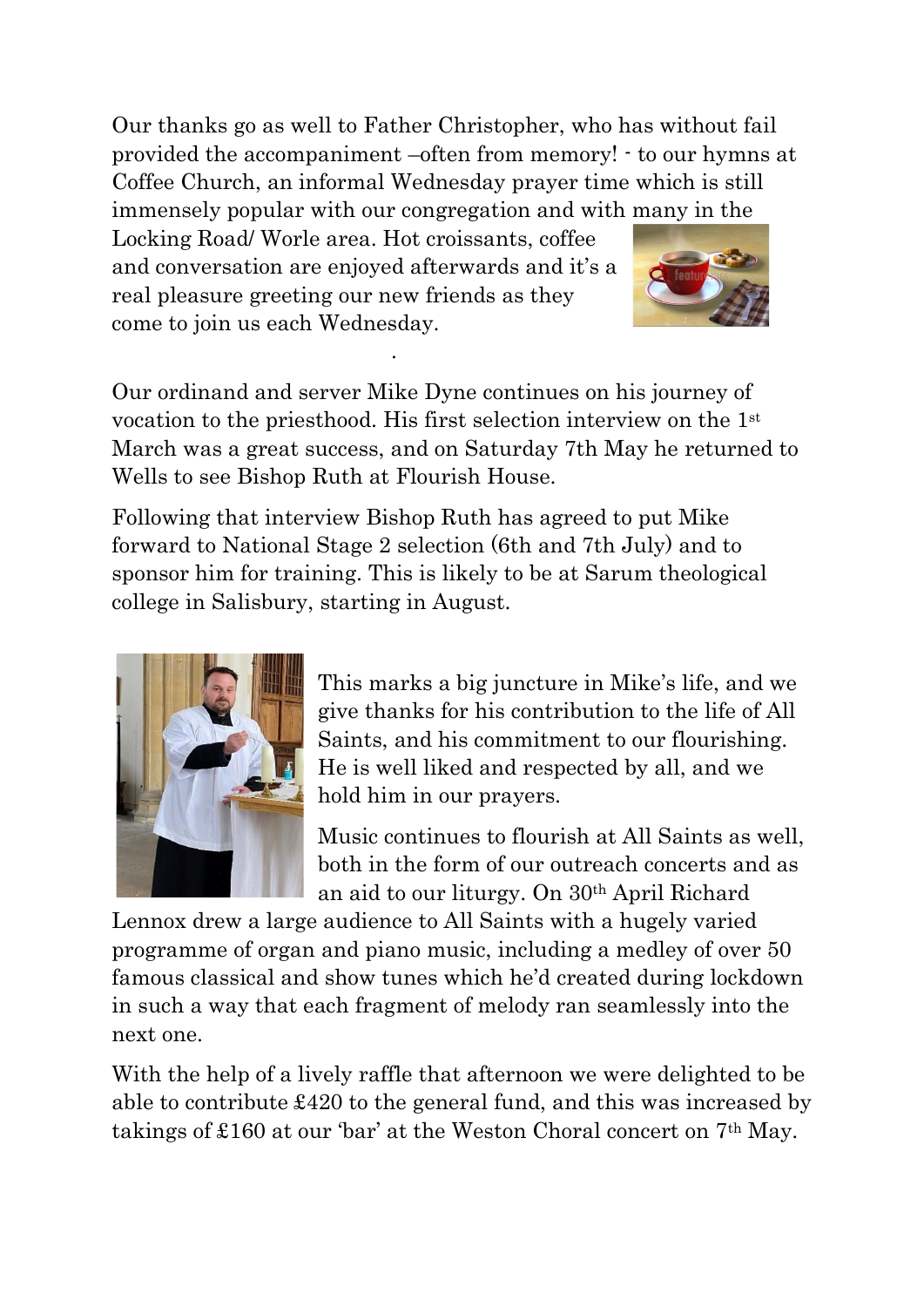Our thanks go as well to Father Christopher, who has without fail provided the accompaniment –often from memory! - to our hymns at Coffee Church, an informal Wednesday prayer time which is still immensely popular with our congregation and with many in the Locking Road/ Worle area. Hot croissants, coffee and conversation are enjoyed afterwards and it's a real pleasure greeting our new friends as they come to join us each Wednesday.

.

Our ordinand and server Mike Dyne continues on his journey of vocation to the priesthood. His first selection interview on the 1st March was a great success, and on Saturday 7th May he returned to Wells to see Bishop Ruth at Flourish House.

Following that interview Bishop Ruth has agreed to put Mike forward to National Stage 2 selection (6th and 7th July) and to sponsor him for training. This is likely to be at Sarum theological college in Salisbury, starting in August.

This marks a big juncture in Mike's life, and we give thanks for his contribution to the life of All Saints, and his commitment to our flourishing. He is well liked and respected by all, and we hold him in our prayers.

Music continues to flourish at All Saints as well, both in the form of our outreach concerts and as an aid to our liturgy. On 30th April Richard Lennox drew a large audience to All Saints with a hugely varied programme of organ and piano music, including a medley of over 50 famous classical and show tunes which he'd created during lockdown in such a way that each fragment of melody ran seamlessly into the next one.

With the help of a lively raffle that afternoon we were delighted to be able to contribute £420 to the general fund, and this was increased by takings of £160 at our 'bar' at the Weston Choral concert on 7th May.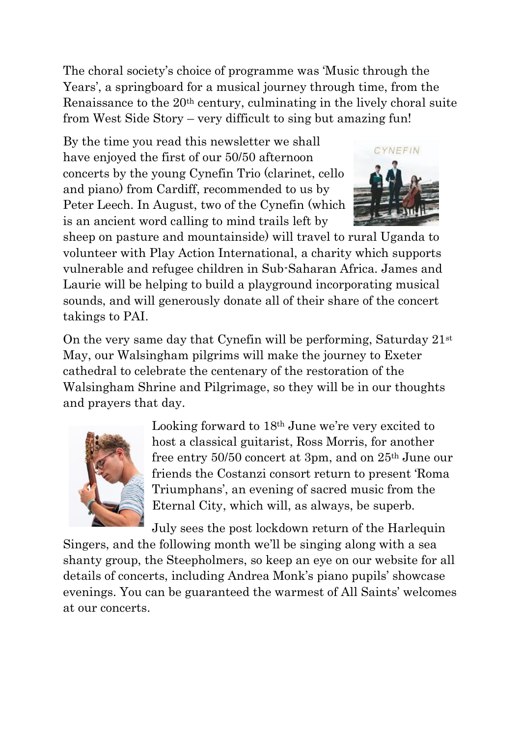The choral society's choice of programme was 'Music through the Years', a springboard for a musical journey through time, from the Renaissance to the 20th century, culminating in the lively choral suite from West Side Story – very difficult to sing but amazing fun!

By the time you read this newsletter we shall have enjoyed the first of our 50/50 afternoon concerts by the young Cynefin Trio (clarinet, cello and piano) from Cardiff, recommended to us by Peter Leech. In August, two of the Cynefin (which is an ancient word calling to mind trails left by sheep on pasture and mountainside) will travel to rural Uganda to volunteer with Play Action International, a charity which supports vulnerable and refugee children in Sub-Saharan Africa. James and Laurie will be helping to build a playground incorporating musical sounds, and will generously donate all of their share of the concert takings to PAI.

On the very same day that Cynefin will be performing, Saturday 21st May, our Walsingham pilgrims will make the journey to Exeter cathedral to celebrate the centenary of the restoration of the Walsingham Shrine and Pilgrimage, so they will be in our thoughts and prayers that day.

Looking forward to 18th June we're very excited to host a classical guitarist, Ross Morris, for another free entry 50/50 concert at 3pm, and on 25th June our friends the Costanzi consort return to present 'Roma Triumphans', an evening of sacred music from the Eternal City, which will, as always, be superb.

July sees the post lockdown return of the Harlequin Singers, and the following month we'll be singing along with a sea shanty group, the Steepholmers, so keep an eye on our website for all details of concerts, including Andrea Monk's piano pupils' showcase evenings. You can be guaranteed the warmest of All Saints' welcomes at our concerts.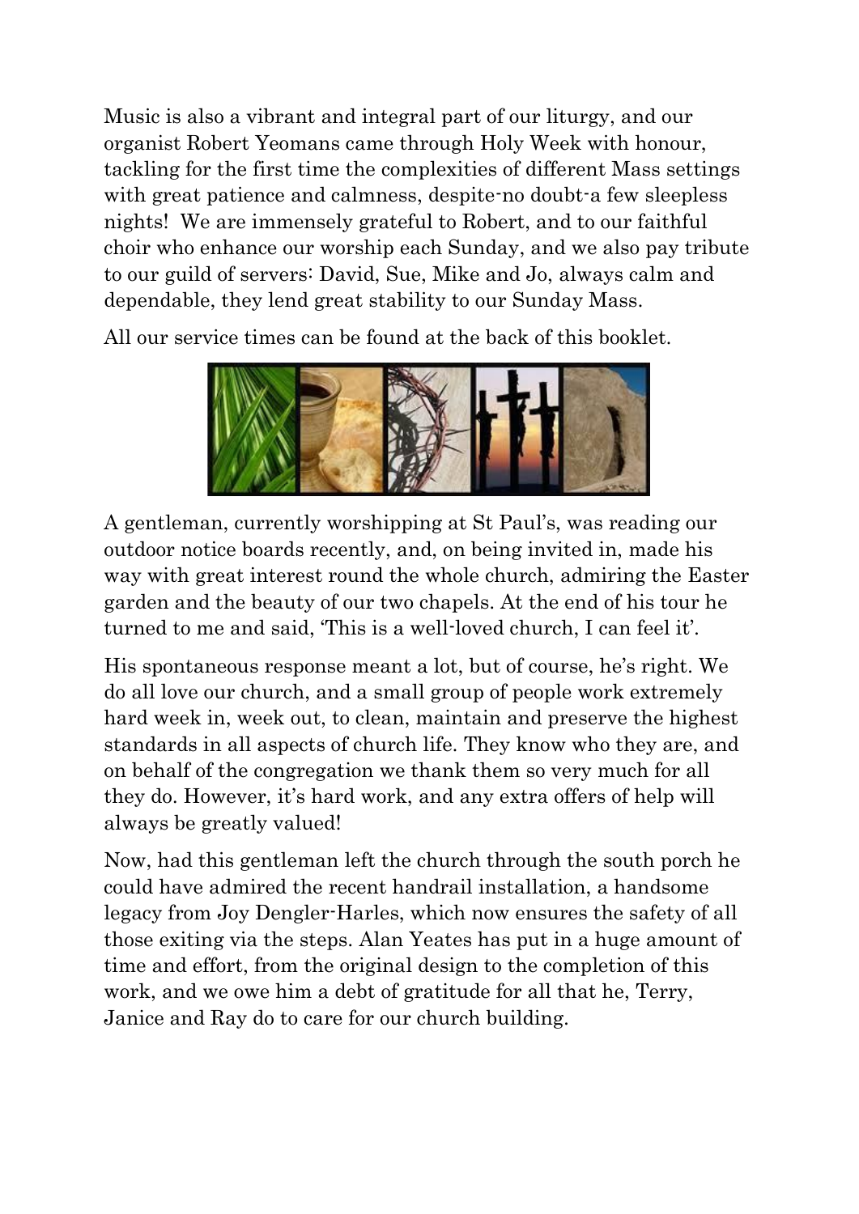Music is also a vibrant and integral part of our liturgy, and our organist Robert Yeomans came through Holy Week with honour, tackling for the first time the complexities of different Mass settings with great patience and calmness, despite-no doubt-a few sleepless nights! We are immensely grateful to Robert, and to our faithful choir who enhance our worship each Sunday, and we also pay tribute to our guild of servers: David, Sue, Mike and Jo, always calm and dependable, they lend great stability to our Sunday Mass.

All our service times can be found at the back of this booklet.

A gentleman, currently worshipping at St Paul's, was reading our outdoor notice boards recently, and, on being invited in, made his way with great interest round the whole church, admiring the Easter garden and the beauty of our two chapels. At the end of his tour he turned to me and said, 'This is a well-loved church, I can feel it'.

His spontaneous response meant a lot, but of course, he's right. We do all love our church, and a small group of people work extremely hard week in, week out, to clean, maintain and preserve the highest standards in all aspects of church life. They know who they are, and on behalf of the congregation we thank them so very much for all they do. However, it's hard work, and any extra offers of help will always be greatly valued!

Now, had this gentleman left the church through the south porch he could have admired the recent handrail installation, a handsome legacy from Joy Dengler-Harles, which now ensures the safety of all those exiting via the steps. Alan Yeates has put in a huge amount of time and effort, from the original design to the completion of this work, and we owe him a debt of gratitude for all that he, Terry, Janice and Ray do to care for our church building.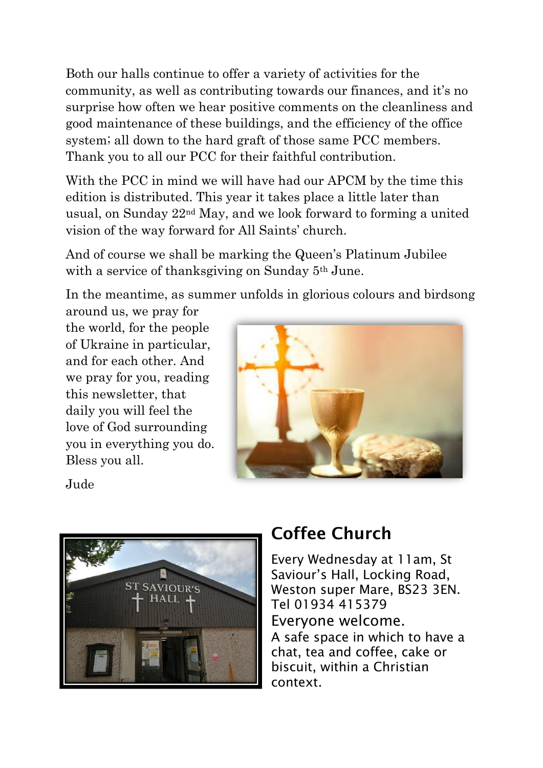Both our halls continue to offer a variety of activities for the community, as well as contributing towards our finances, and it's no surprise how often we hear positive comments on the cleanliness and good maintenance of these buildings, and the efficiency of the office system; all down to the hard graft of those same PCC members. Thank you to all our PCC for their faithful contribution.

With the PCC in mind we will have had our APCM by the time this edition is distributed. This year it takes place a little later than usual, on Sunday 22nd May, and we look forward to forming a united vision of the way forward for All Saints' church.

And of course we shall be marking the Queen's Platinum Jubilee with a service of thanksgiving on Sunday 5th June.

In the meantime, as summer unfolds in glorious colours and birdsong around us, we pray for the world, for the people of Ukraine in particular, and for each other. And we pray for you, reading this newsletter, that daily you will feel the love of God surrounding you in everything you do. Bless you all.

Jude

## Coffee Church

Every Wednesday at 11am, St Saviour's Hall, Locking Road, Weston super Mare, BS23 3EN. Tel 01934 415379

Everyone welcome.

A safe space in which to have a chat, tea and coffee, cake or biscuit, within a Christian context.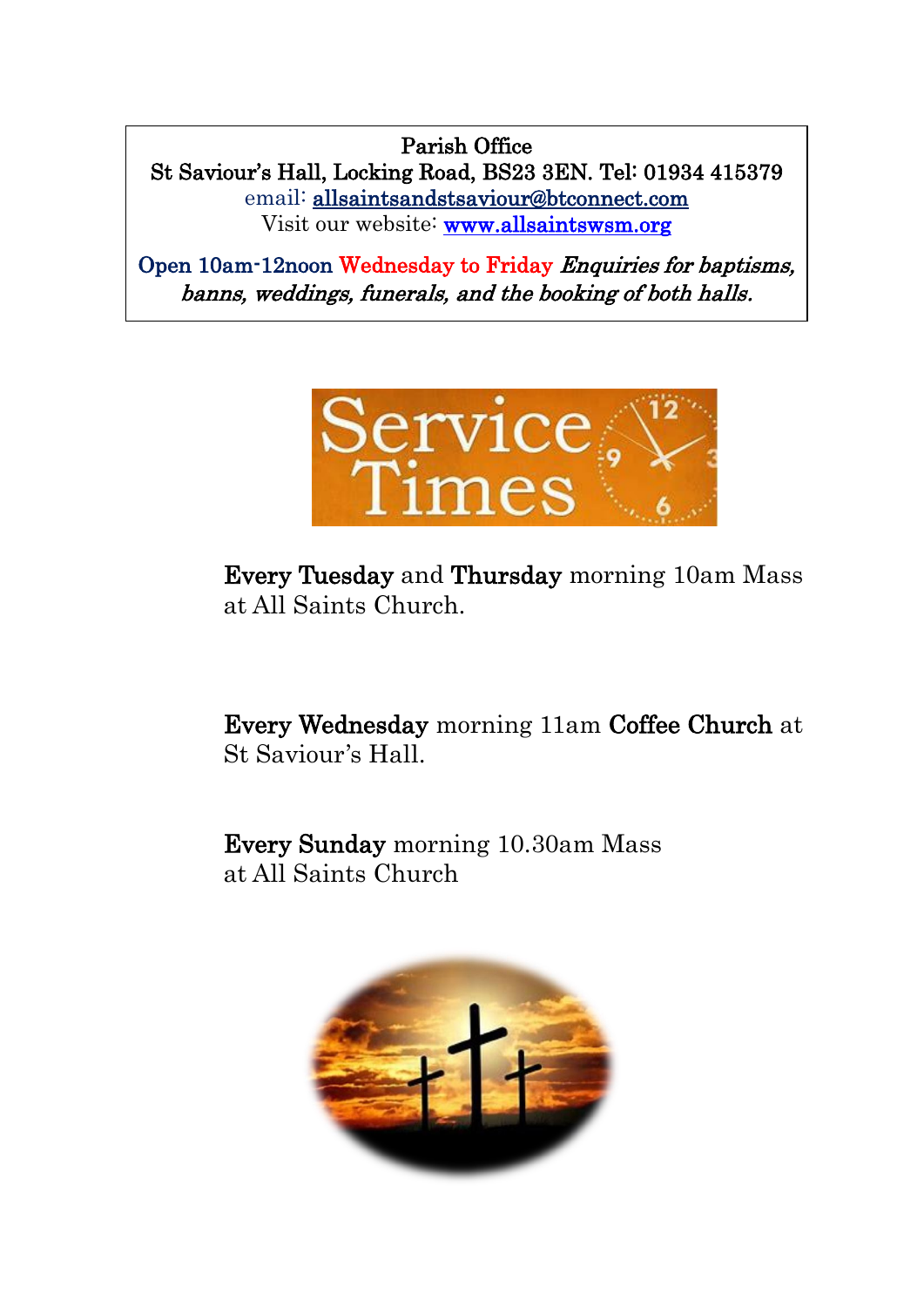**Parish Office**
**St Saviour's Hall, Locking Road, BS23 3EN. Tel: 01934 415379**
email: allsaintsandstsaviour@btconnect.com
Visit our website: www.allsaintswsm.org

Open 10am-12noon Wednesday to Friday *Enquiries for baptisms, banns, weddings, funerals, and the booking of both halls.*

**Every Tuesday** and **Thursday** morning 10am Mass at All Saints Church.

**Every Wednesday** morning 11am **Coffee Church** at St Saviour's Hall.

**Every Sunday** morning 10.30am Mass at All Saints Church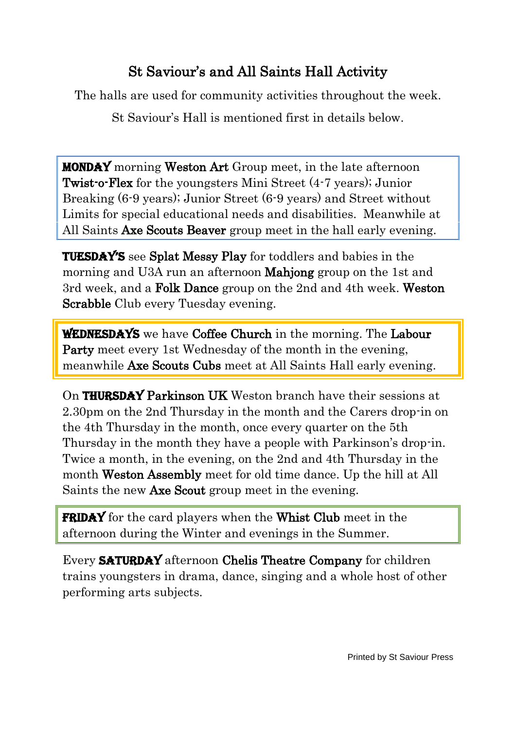## St Saviour's and All Saints Hall Activity

The halls are used for community activities throughout the week.

St Saviour's Hall is mentioned first in details below.

**MONDAY** morning **Weston Art** Group meet, in the late afternoon **Twist-o-Flex** for the youngsters Mini Street (4-7 years); Junior Breaking (6-9 years); Junior Street (6-9 years) and Street without Limits for special educational needs and disabilities. Meanwhile at All Saints **Axe Scouts Beaver** group meet in the hall early evening.

**TUESDAY'S** see **Splat Messy Play** for toddlers and babies in the morning and U3A run an afternoon **Mahjong** group on the 1st and 3rd week, and a **Folk Dance** group on the 2nd and 4th week. **Weston Scrabble** Club every Tuesday evening.

**WEDNESDAYS** we have **Coffee Church** in the morning. The **Labour Party** meet every 1st Wednesday of the month in the evening, meanwhile **Axe Scouts Cubs** meet at All Saints Hall early evening.

On **THURSDAY** **Parkinson UK** Weston branch have their sessions at 2.30pm on the 2nd Thursday in the month and the Carers drop-in on the 4th Thursday in the month, once every quarter on the 5th Thursday in the month they have a people with Parkinson's drop-in. Twice a month, in the evening, on the 2nd and 4th Thursday in the month **Weston Assembly** meet for old time dance. Up the hill at All Saints the new **Axe Scout** group meet in the evening.

**FRIDAY** for the card players when the **Whist Club** meet in the afternoon during the Winter and evenings in the Summer.

Every **SATURDAY** afternoon **Chelis Theatre Company** for children trains youngsters in drama, dance, singing and a whole host of other performing arts subjects.

Printed by St Saviour Press